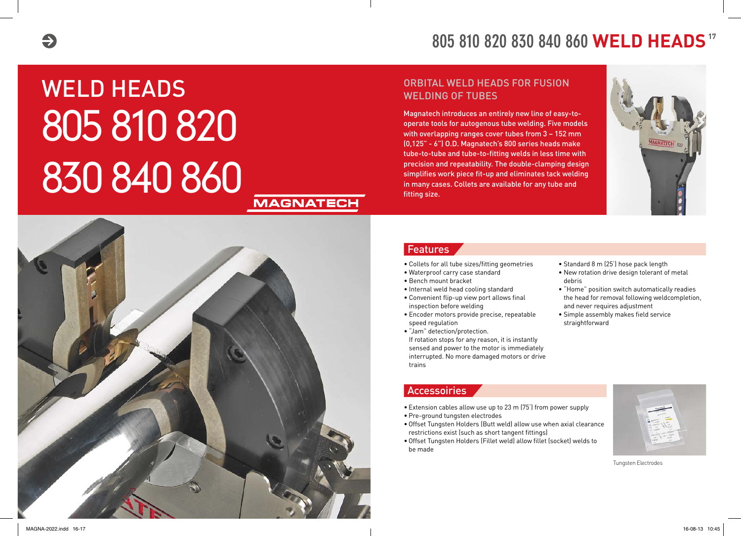# WELD HEADS 805 810 820 830 840 860

MAGNATECH

## ORBITAL WELD HEADS FOR FUSION WELDING OF TUBES

Magnatech introduces an entirely new line of easy-to-operate tools for autogenous tube welding. Five models with overlapping ranges cover tubes from 3 – 152 mm (0,125" - 6") O.D. Magnatech's 800 series heads make tube-to-tube and tube-to-fitting welds in less time with precision and repeatability. The double-clamping design simplifies work piece fit-up and eliminates tack welding in many cases. Collets are available for any tube and fitting size.

## Features

- Collets for all tube sizes/fitting geometries
- Waterproof carry case standard
- Bench mount bracket
- Internal weld head cooling standard
- Convenient flip-up view port allows final inspection before welding
- Encoder motors provide precise, repeatable speed regulation
- "Jam" detection/protection. If rotation stops for any reason, it is instantly sensed and power to the motor is immediately interrupted. No more damaged motors or drive trains
- Standard 8 m (25') hose pack length
- New rotation drive design tolerant of metal debris
- "Home" position switch automatically readies the head for removal following weldcompletion, and never requires adjustment
- Simple assembly makes field service straightforward

## Accessories

- Extension cables allow use up to 23 m (75') from power supply
- Pre-ground tungsten electrodes
- Offset Tungsten Holders (Butt weld) allow use when axial clearance restrictions exist (such as short tangent fittings)
- Offset Tungsten Holders (Fillet weld) allow fillet (socket) welds to be made

Tungsten Electrodes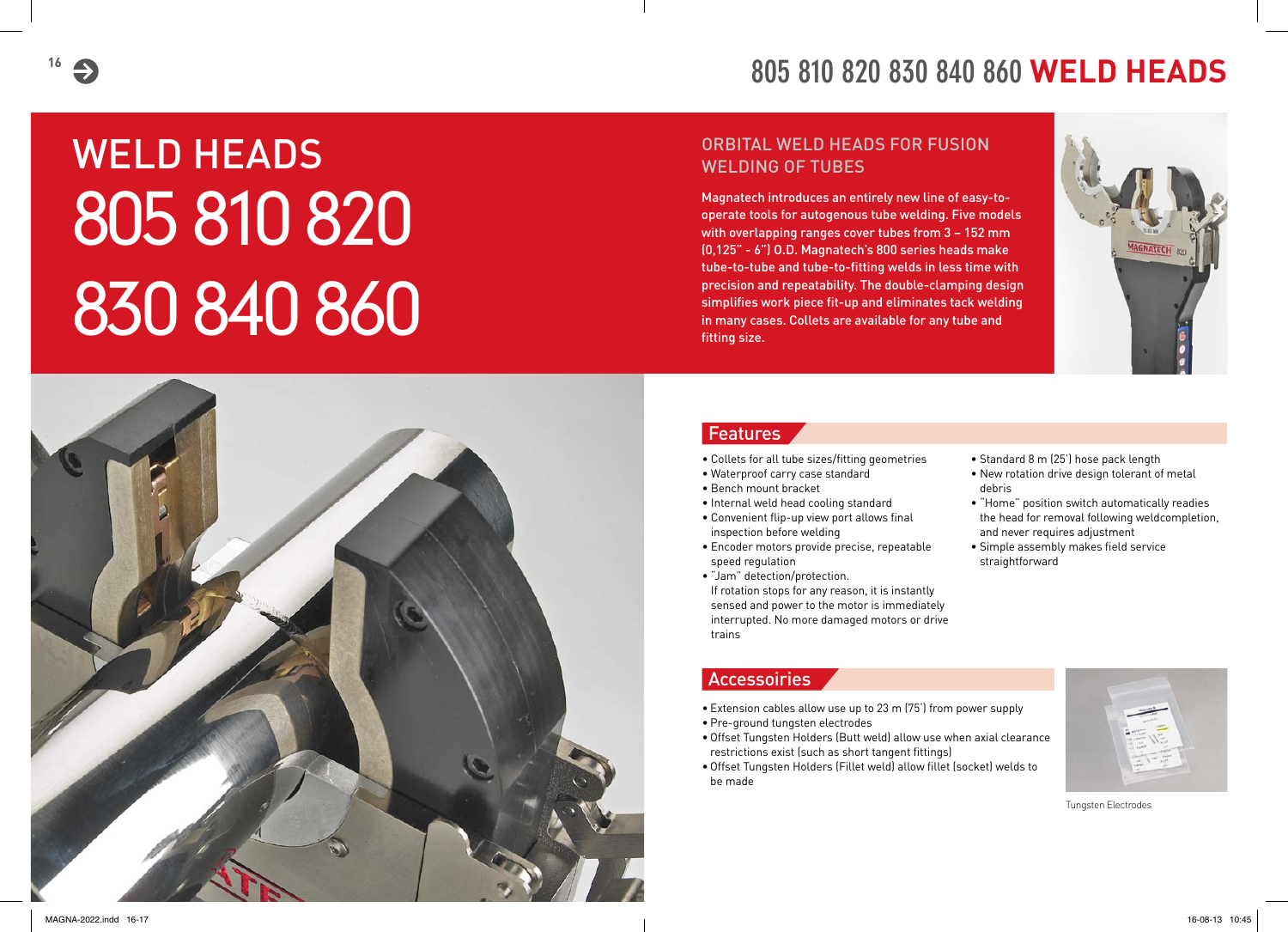# WELD HEADS 805 810 820 830 840 860

## ORBITAL WELD HEADS FOR FUSION WELDING OF TUBES

Magnatech introduces an entirely new line of easy-to-operate tools for autogenous tube welding. Five models with overlapping ranges cover tubes from 3 – 152 mm (0,125" - 6") O.D. Magnatech's 800 series heads make tube-to-tube and tube-to-fitting welds in less time with precision and repeatability. The double-clamping design simplifies work piece fit-up and eliminates tack welding in many cases. Collets are available for any tube and fitting size.

## Features

- Collets for all tube sizes/fitting geometries
- Waterproof carry case standard
- Bench mount bracket
- Internal weld head cooling standard
- Convenient flip-up view port allows final inspection before welding
- Encoder motors provide precise, repeatable speed regulation
- "Jam" detection/protection. If rotation stops for any reason, it is instantly sensed and power to the motor is immediately interrupted. No more damaged motors or drive trains
- Standard 8 m (25') hose pack length
- New rotation drive design tolerant of metal debris
- "Home" position switch automatically readies the head for removal following weldcompletion, and never requires adjustment
- Simple assembly makes field service straightforward

## Accessories

- Extension cables allow use up to 23 m (75') from power supply
- Pre-ground tungsten electrodes
- Offset Tungsten Holders (Butt weld) allow use when axial clearance restrictions exist (such as short tangent fittings)
- Offset Tungsten Holders (Fillet weld) allow fillet (socket) welds to be made

Tungsten Electrodes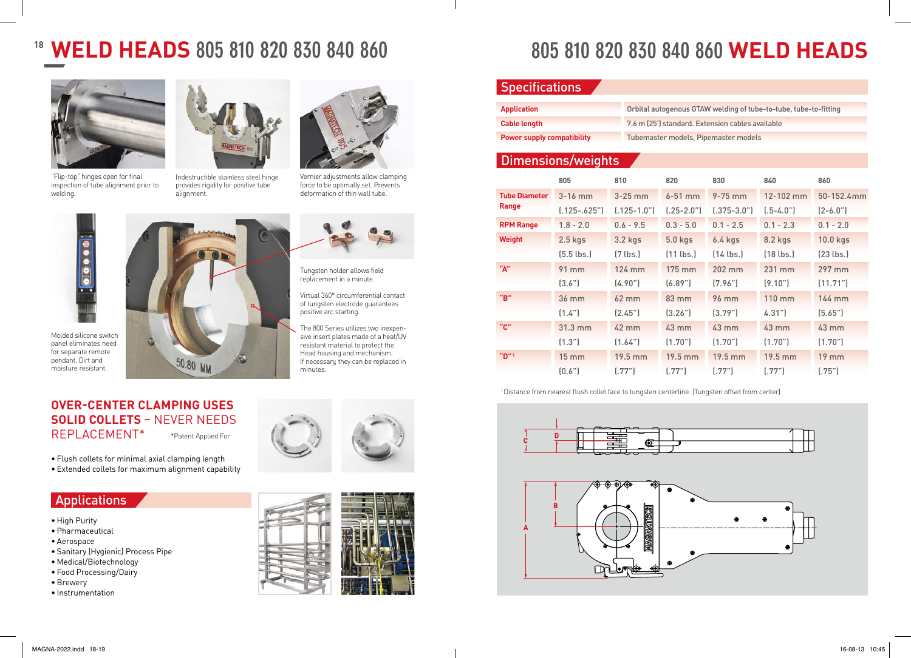# WELD HEADS 805 810 820 830 840 860

"Flip-top" hinges open for final inspection of tube alignment prior to welding.

Indestructible stainless steel hinge provides rigidity for positive tube alignment.

Vernier adjustments allow clamping force to be optimally set. Prevents deformation of thin wall tube.

Molded silicone switch panel eliminates need for separate remote pendant. Dirt and moisture resistant.

Tungsten holder allows field replacement in a minute.

Virtual 360° circumferential contact of tungsten electrode guarantees positive arc starting.

The 800 Series utilizes two inexpensive insert plates made of a heat/UV resistant material to protect the Head housing and mechanism. If necessary, they can be replaced in minutes.

## OVER-CENTER CLAMPING USES SOLID COLLETS – NEVER NEEDS REPLACEMENT*

*Patent Applied For

- Flush collets for minimal axial clamping length
- Extended collets for maximum alignment capability

## Applications

- High Purity
- Pharmaceutical
- Aerospace
- Sanitary (Hygienic) Process Pipe
- Medical/Biotechnology
- Food Processing/Dairy
- Brewery
- Instrumentation

# 805 810 820 830 840 860 WELD HEADS

## Specifications

| | |
|---|---|
| Application | Orbital autogenous GTAW welding of tube-to-tube, tube-to-fitting |
| Cable length | 7.6 m (25') standard. Extension cables available |
| Power supply compatibility | Tubemaster models, Pipemaster models |

## Dimensions/weights

| | 805 | 810 | 820 | 830 | 840 | 860 |
|---|---|---|---|---|---|---|
| Tube Diameter Range | 3-16 mm (.125-.625") | 3-25 mm (.125-1.0") | 6-51 mm (.25-2.0") | 9-75 mm (.375-3.0") | 12-102 mm (.5-4.0") | 50-152.4mm (2-6.0") |
| RPM Range | 1.8 - 2.0 | 0.6 - 9.5 | 0.3 - 5.0 | 0.1 - 2.5 | 0.1 - 2.3 | 0.1 - 2.0 |
| Weight | 2.5 kgs (5.5 lbs.) | 3.2 kgs (7 lbs.) | 5.0 kgs (11 lbs.) | 6.4 kgs (14 lbs.) | 8.2 kgs (18 lbs.) | 10.0 kgs (23 lbs.) |
| "A" | 91 mm (3.6") | 124 mm (4.90") | 175 mm (6.89") | 202 mm (7.96") | 231 mm (9.10") | 297 mm (11.71") |
| "B" | 36 mm (1.4") | 62 mm (2.45") | 83 mm (3.26") | 96 mm (3.79") | 110 mm 4.31") | 144 mm (5.65") |
| "C" | 31.3 mm (1.3") | 42 mm (1.64") | 43 mm (1.70") | 43 mm (1.70") | 43 mm (1.70") | 43 mm (1.70") |
| "D"[1] | 15 mm (0.6") | 19.5 mm (.77") | 19.5 mm (.77") | 19.5 mm (.77") | 19.5 mm (.77") | 19 mm (.75") |

[1] Distance from nearest flush collet face to tungsten centerline. (Tungsten offset from center)

C
D
B
A